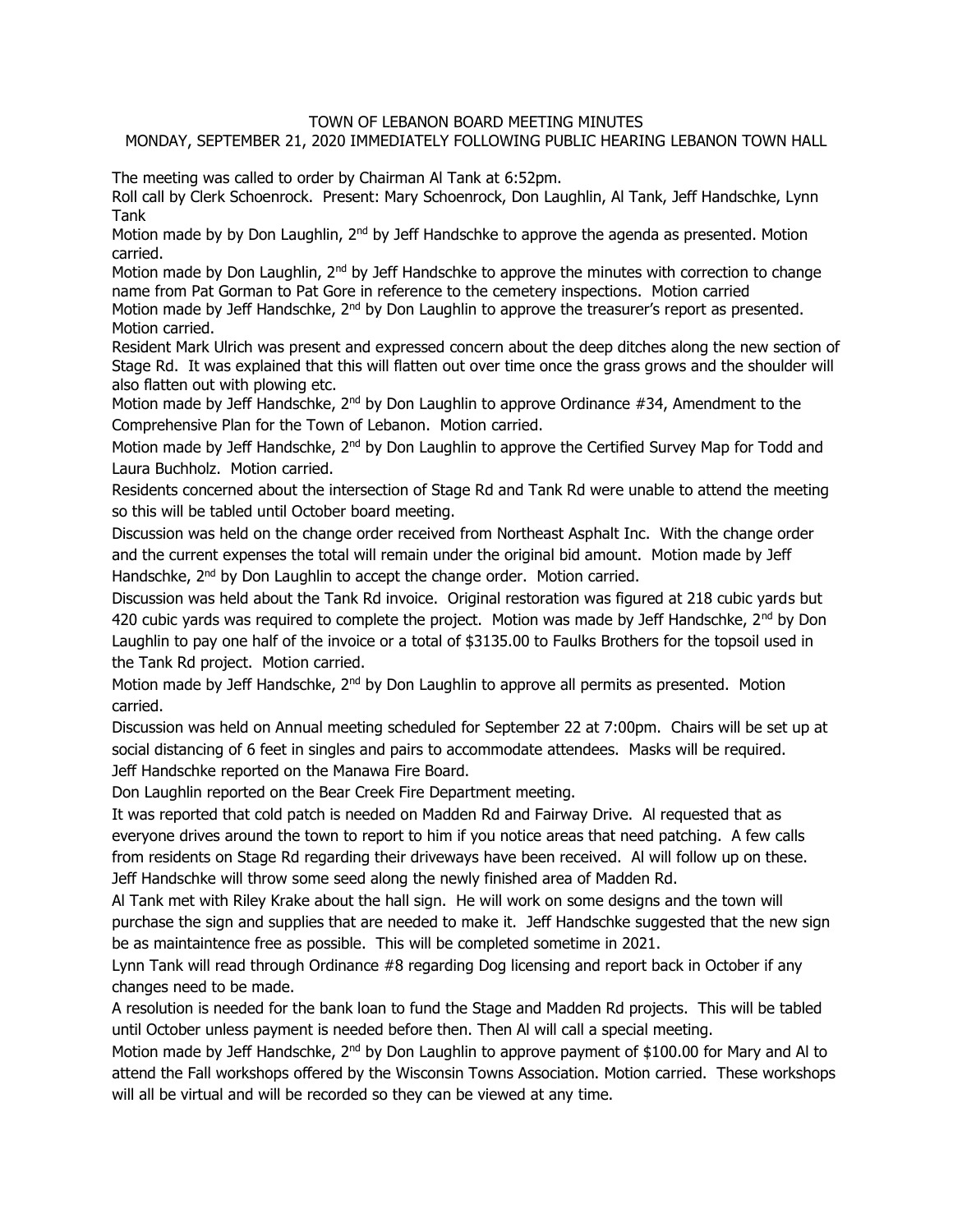# TOWN OF LEBANON BOARD MEETING MINUTES

## MONDAY, SEPTEMBER 21, 2020 IMMEDIATELY FOLLOWING PUBLIC HEARING LEBANON TOWN HALL

The meeting was called to order by Chairman Al Tank at 6:52pm.

Roll call by Clerk Schoenrock. Present: Mary Schoenrock, Don Laughlin, Al Tank, Jeff Handschke, Lynn Tank

Motion made by by Don Laughlin, 2nd by Jeff Handschke to approve the agenda as presented. Motion carried.

Motion made by Don Laughlin, 2nd by Jeff Handschke to approve the minutes with correction to change name from Pat Gorman to Pat Gore in reference to the cemetery inspections. Motion carried

Motion made by Jeff Handschke, 2nd by Don Laughlin to approve the treasurer's report as presented. Motion carried.

Resident Mark Ulrich was present and expressed concern about the deep ditches along the new section of Stage Rd. It was explained that this will flatten out over time once the grass grows and the shoulder will also flatten out with plowing etc.

Motion made by Jeff Handschke, 2nd by Don Laughlin to approve Ordinance #34, Amendment to the Comprehensive Plan for the Town of Lebanon. Motion carried.

Motion made by Jeff Handschke, 2nd by Don Laughlin to approve the Certified Survey Map for Todd and Laura Buchholz. Motion carried.

Residents concerned about the intersection of Stage Rd and Tank Rd were unable to attend the meeting so this will be tabled until October board meeting.

Discussion was held on the change order received from Northeast Asphalt Inc. With the change order and the current expenses the total will remain under the original bid amount. Motion made by Jeff Handschke, 2nd by Don Laughlin to accept the change order. Motion carried.

Discussion was held about the Tank Rd invoice. Original restoration was figured at 218 cubic yards but 420 cubic yards was required to complete the project. Motion was made by Jeff Handschke, 2nd by Don Laughlin to pay one half of the invoice or a total of $3135.00 to Faulks Brothers for the topsoil used in the Tank Rd project. Motion carried.

Motion made by Jeff Handschke, 2nd by Don Laughlin to approve all permits as presented. Motion carried.

Discussion was held on Annual meeting scheduled for September 22 at 7:00pm. Chairs will be set up at social distancing of 6 feet in singles and pairs to accommodate attendees. Masks will be required.

Jeff Handschke reported on the Manawa Fire Board.

Don Laughlin reported on the Bear Creek Fire Department meeting.

It was reported that cold patch is needed on Madden Rd and Fairway Drive. Al requested that as everyone drives around the town to report to him if you notice areas that need patching. A few calls from residents on Stage Rd regarding their driveways have been received. Al will follow up on these.

Jeff Handschke will throw some seed along the newly finished area of Madden Rd.

Al Tank met with Riley Krake about the hall sign. He will work on some designs and the town will purchase the sign and supplies that are needed to make it. Jeff Handschke suggested that the new sign be as maintaintence free as possible. This will be completed sometime in 2021.

Lynn Tank will read through Ordinance #8 regarding Dog licensing and report back in October if any changes need to be made.

A resolution is needed for the bank loan to fund the Stage and Madden Rd projects. This will be tabled until October unless payment is needed before then. Then Al will call a special meeting.

Motion made by Jeff Handschke, 2nd by Don Laughlin to approve payment of $100.00 for Mary and Al to attend the Fall workshops offered by the Wisconsin Towns Association. Motion carried. These workshops will all be virtual and will be recorded so they can be viewed at any time.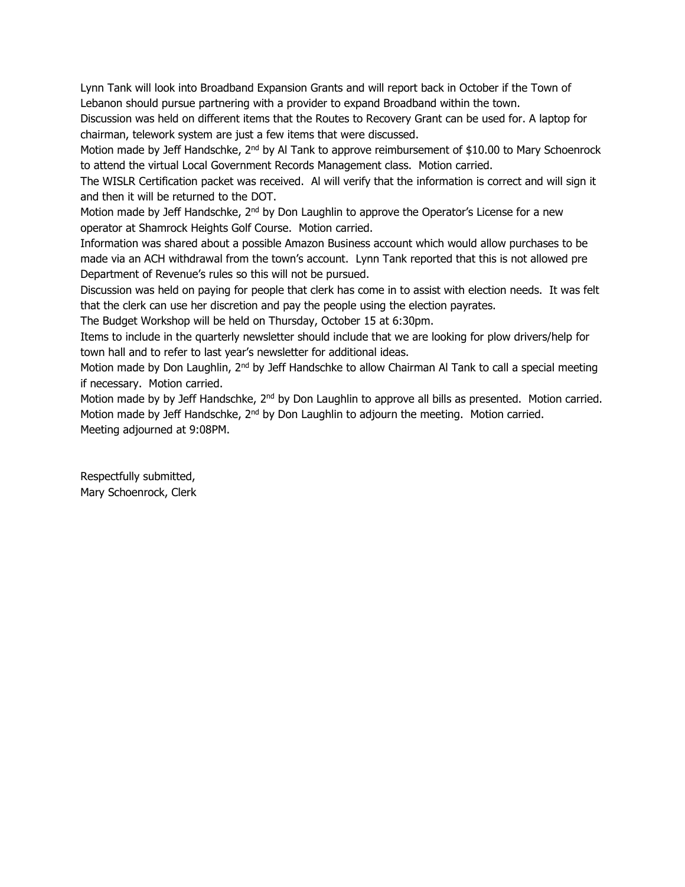Lynn Tank will look into Broadband Expansion Grants and will report back in October if the Town of Lebanon should pursue partnering with a provider to expand Broadband within the town.

Discussion was held on different items that the Routes to Recovery Grant can be used for. A laptop for chairman, telework system are just a few items that were discussed.

Motion made by Jeff Handschke, 2nd by Al Tank to approve reimbursement of $10.00 to Mary Schoenrock to attend the virtual Local Government Records Management class. Motion carried.

The WISLR Certification packet was received. Al will verify that the information is correct and will sign it and then it will be returned to the DOT.

Motion made by Jeff Handschke, 2nd by Don Laughlin to approve the Operator's License for a new operator at Shamrock Heights Golf Course. Motion carried.

Information was shared about a possible Amazon Business account which would allow purchases to be made via an ACH withdrawal from the town's account. Lynn Tank reported that this is not allowed pre Department of Revenue's rules so this will not be pursued.

Discussion was held on paying for people that clerk has come in to assist with election needs. It was felt that the clerk can use her discretion and pay the people using the election payrates.

The Budget Workshop will be held on Thursday, October 15 at 6:30pm.

Items to include in the quarterly newsletter should include that we are looking for plow drivers/help for town hall and to refer to last year's newsletter for additional ideas.

Motion made by Don Laughlin, 2nd by Jeff Handschke to allow Chairman Al Tank to call a special meeting if necessary. Motion carried.

Motion made by by Jeff Handschke, 2nd by Don Laughlin to approve all bills as presented. Motion carried.

Motion made by Jeff Handschke, 2nd by Don Laughlin to adjourn the meeting. Motion carried.

Meeting adjourned at 9:08PM.

Respectfully submitted,
Mary Schoenrock, Clerk